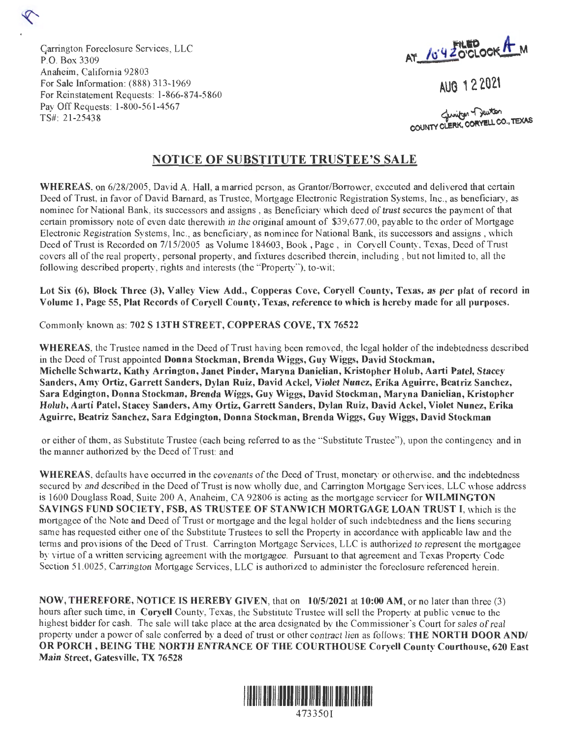Carrington Foreclosure Services, LLC
P.O. Box 3309
Anaheim, California 92803
For Sale Information: (888) 313-1969
For Reinstatement Requests: 1-866-874-5860
Pay Off Requests: 1-800-561-4567
TS#: 21-25438

FILED AT 10:42 O'CLOCK A M

AUG 12 2021

Jennifer Dutton
COUNTY CLERK, CORYELL CO., TEXAS

## NOTICE OF SUBSTITUTE TRUSTEE'S SALE

**WHEREAS**, on 6/28/2005, David A. Hall, a married person, as Grantor/Borrower, executed and delivered that certain Deed of Trust, in favor of David Barnard, as Trustee, Mortgage Electronic Registration Systems, Inc., as beneficiary, as nominee for National Bank, its successors and assigns , as Beneficiary which deed of trust secures the payment of that certain promissory note of even date therewith in the original amount of $39,677.00, payable to the order of Mortgage Electronic Registration Systems, Inc., as beneficiary, as nominee for National Bank, its successors and assigns , which Deed of Trust is Recorded on 7/15/2005 as Volume 184603, Book , Page , in Coryell County, Texas, Deed of Trust covers all of the real property, personal property, and fixtures described therein, including , but not limited to, all the following described property, rights and interests (the "Property"), to-wit;

**Lot Six (6), Block Three (3), Valley View Add., Copperas Cove, Coryell County, Texas, as per plat of record in Volume 1, Page 55, Plat Records of Coryell County, Texas, reference to which is hereby made for all purposes.**

Commonly known as: **702 S 13TH STREET, COPPERAS COVE, TX 76522**

**WHEREAS**, the Trustee named in the Deed of Trust having been removed, the legal holder of the indebtedness described in the Deed of Trust appointed **Donna Stockman, Brenda Wiggs, Guy Wiggs, David Stockman, Michelle Schwartz, Kathy Arrington, Janet Pinder, Maryna Danielian, Kristopher Holub, Aarti Patel, Stacey Sanders, Amy Ortiz, Garrett Sanders, Dylan Ruiz, David Ackel, Violet Nunez, Erika Aguirre, Beatriz Sanchez, Sara Edgington, Donna Stockman, Brenda Wiggs, Guy Wiggs, David Stockman, Maryna Danielian, Kristopher Holub, Aarti Patel, Stacey Sanders, Amy Ortiz, Garrett Sanders, Dylan Ruiz, David Ackel, Violet Nunez, Erika Aguirre, Beatriz Sanchez, Sara Edgington, Donna Stockman, Brenda Wiggs, Guy Wiggs, David Stockman**

or either of them, as Substitute Trustee (each being referred to as the "Substitute Trustee"), upon the contingency and in the manner authorized by the Deed of Trust: and

**WHEREAS**, defaults have occurred in the covenants of the Deed of Trust, monetary or otherwise, and the indebtedness secured by and described in the Deed of Trust is now wholly due, and Carrington Mortgage Services, LLC whose address is 1600 Douglass Road, Suite 200 A, Anaheim, CA 92806 is acting as the mortgage servicer for **WILMINGTON SAVINGS FUND SOCIETY, FSB, AS TRUSTEE OF STANWICH MORTGAGE LOAN TRUST I**, which is the mortgagee of the Note and Deed of Trust or mortgage and the legal holder of such indebtedness and the liens securing same has requested either one of the Substitute Trustees to sell the Property in accordance with applicable law and the terms and provisions of the Deed of Trust. Carrington Mortgage Services, LLC is authorized to represent the mortgagee by virtue of a written servicing agreement with the mortgagee. Pursuant to that agreement and Texas Property Code Section 51.0025, Carrington Mortgage Services, LLC is authorized to administer the foreclosure referenced herein.

**NOW, THEREFORE, NOTICE IS HEREBY GIVEN**, that on **10/5/2021** at **10:00 AM**, or no later than three (3) hours after such time, in **Coryell** County, Texas, the Substitute Trustee will sell the Property at public venue to the highest bidder for cash. The sale will take place at the area designated by the Commissioner's Court for sales of real property under a power of sale conferred by a deed of trust or other contract lien as follows: **THE NORTH DOOR AND/ OR PORCH , BEING THE NORTH ENTRANCE OF THE COURTHOUSE Coryell County Courthouse, 620 East Main Street, Gatesville, TX 76528**

4733501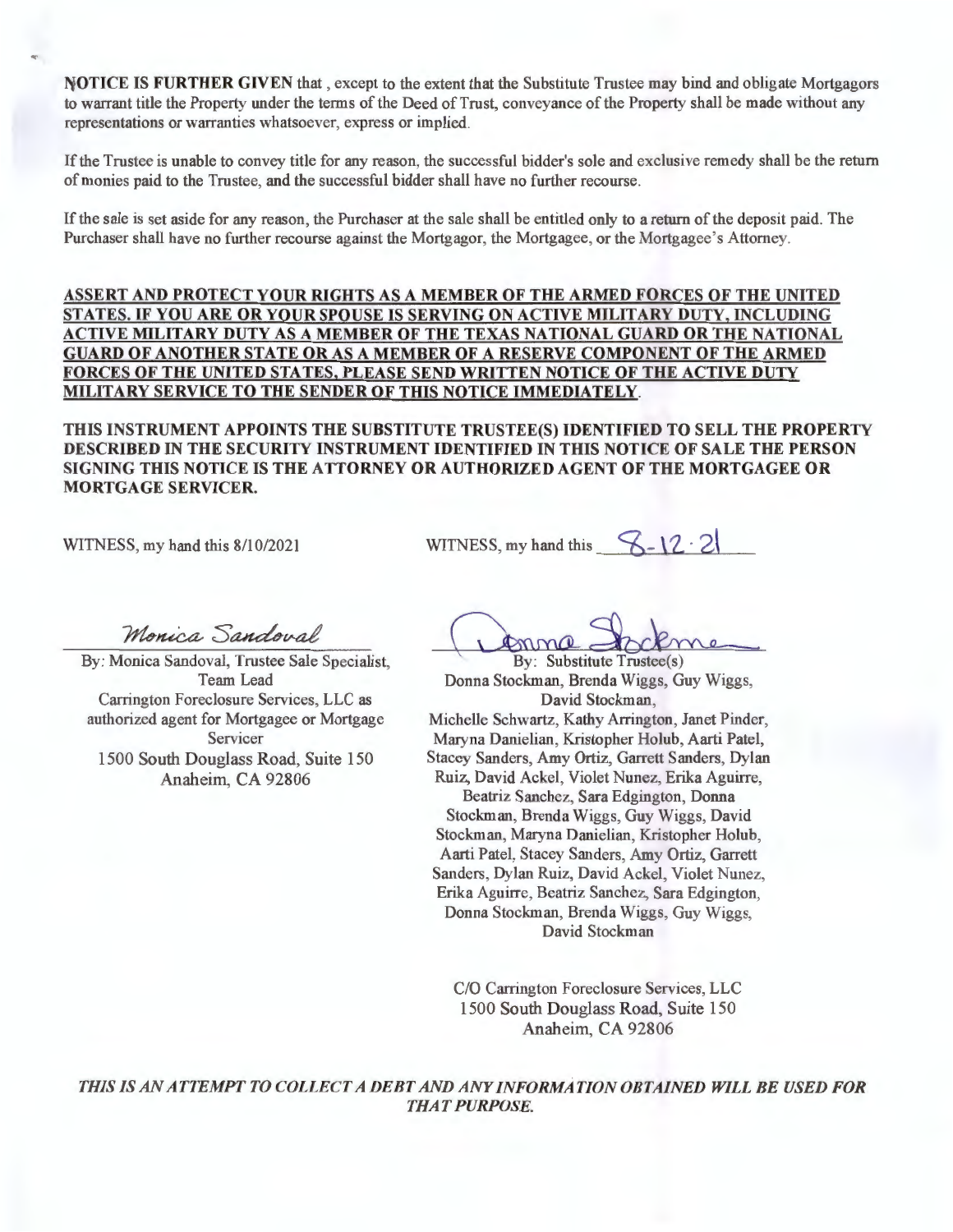**NOTICE IS FURTHER GIVEN** that , except to the extent that the Substitute Trustee may bind and obligate Mortgagors to warrant title the Property under the terms of the Deed of Trust, conveyance of the Property shall be made without any representations or warranties whatsoever, express or implied.

If the Trustee is unable to convey title for any reason, the successful bidder's sole and exclusive remedy shall be the return of monies paid to the Trustee, and the successful bidder shall have no further recourse.

If the sale is set aside for any reason, the Purchaser at the sale shall be entitled only to a return of the deposit paid. The Purchaser shall have no further recourse against the Mortgagor, the Mortgagee, or the Mortgagee's Attorney.

**ASSERT AND PROTECT YOUR RIGHTS AS A MEMBER OF THE ARMED FORCES OF THE UNITED STATES. IF YOU ARE OR YOUR SPOUSE IS SERVING ON ACTIVE MILITARY DUTY, INCLUDING ACTIVE MILITARY DUTY AS A MEMBER OF THE TEXAS NATIONAL GUARD OR THE NATIONAL GUARD OF ANOTHER STATE OR AS A MEMBER OF A RESERVE COMPONENT OF THE ARMED FORCES OF THE UNITED STATES, PLEASE SEND WRITTEN NOTICE OF THE ACTIVE DUTY MILITARY SERVICE TO THE SENDER OF THIS NOTICE IMMEDIATELY.**

**THIS INSTRUMENT APPOINTS THE SUBSTITUTE TRUSTEE(S) IDENTIFIED TO SELL THE PROPERTY DESCRIBED IN THE SECURITY INSTRUMENT IDENTIFIED IN THIS NOTICE OF SALE THE PERSON SIGNING THIS NOTICE IS THE ATTORNEY OR AUTHORIZED AGENT OF THE MORTGAGEE OR MORTGAGE SERVICER.**

WITNESS, my hand this 8/10/2021

Monica Sandoval

By: Monica Sandoval, Trustee Sale Specialist, Team Lead
Carrington Foreclosure Services, LLC as authorized agent for Mortgagee or Mortgage Servicer
1500 South Douglass Road, Suite 150
Anaheim, CA 92806

WITNESS, my hand this 8-12-21

Donna Stockman

By: Substitute Trustee(s)
Donna Stockman, Brenda Wiggs, Guy Wiggs, David Stockman,
Michelle Schwartz, Kathy Arrington, Janet Pinder, Maryna Danielian, Kristopher Holub, Aarti Patel, Stacey Sanders, Amy Ortiz, Garrett Sanders, Dylan Ruiz, David Ackel, Violet Nunez, Erika Aguirre, Beatriz Sanchez, Sara Edgington, Donna Stockman, Brenda Wiggs, Guy Wiggs, David Stockman, Maryna Danielian, Kristopher Holub, Aarti Patel, Stacey Sanders, Amy Ortiz, Garrett Sanders, Dylan Ruiz, David Ackel, Violet Nunez, Erika Aguirre, Beatriz Sanchez, Sara Edgington, Donna Stockman, Brenda Wiggs, Guy Wiggs, David Stockman

C/O Carrington Foreclosure Services, LLC
1500 South Douglass Road, Suite 150
Anaheim, CA 92806

***THIS IS AN ATTEMPT TO COLLECT A DEBT AND ANY INFORMATION OBTAINED WILL BE USED FOR THAT PURPOSE.***